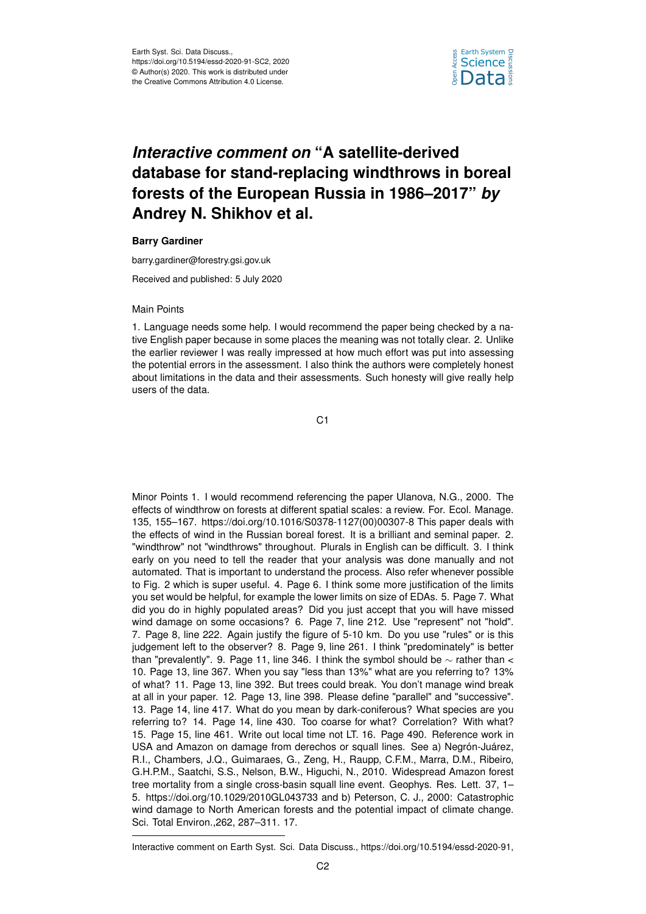# *Interactive comment on* "A satellite-derived database for stand-replacing windthrows in boreal forests of the European Russia in 1986–2017" *by* Andrey N. Shikhov et al.

**Barry Gardiner**

barry.gardiner@forestry.gsi.gov.uk

Received and published: 5 July 2020

Main Points

1. Language needs some help. I would recommend the paper being checked by a native English paper because in some places the meaning was not totally clear. 2. Unlike the earlier reviewer I was really impressed at how much effort was put into assessing the potential errors in the assessment. I also think the authors were completely honest about limitations in the data and their assessments. Such honesty will give really help users of the data.

Minor Points 1. I would recommend referencing the paper Ulanova, N.G., 2000. The effects of windthrow on forests at different spatial scales: a review. For. Ecol. Manage. 135, 155–167. https://doi.org/10.1016/S0378-1127(00)00307-8 This paper deals with the effects of wind in the Russian boreal forest. It is a brilliant and seminal paper. 2. "windthrow" not "windthrows" throughout. Plurals in English can be difficult. 3. I think early on you need to tell the reader that your analysis was done manually and not automated. That is important to understand the process. Also refer whenever possible to Fig. 2 which is super useful. 4. Page 6. I think some more justification of the limits you set would be helpful, for example the lower limits on size of EDAs. 5. Page 7. What did you do in highly populated areas? Did you just accept that you will have missed wind damage on some occasions? 6. Page 7, line 212. Use "represent" not "hold". 7. Page 8, line 222. Again justify the figure of 5-10 km. Do you use "rules" or is this judgement left to the observer? 8. Page 9, line 261. I think "predominately" is better than "prevalently". 9. Page 11, line 346. I think the symbol should be $\sim$ rather than < 10. Page 13, line 367. When you say "less than 13%" what are you referring to? 13% of what? 11. Page 13, line 392. But trees could break. You don't manage wind break at all in your paper. 12. Page 13, line 398. Please define "parallel" and "successive". 13. Page 14, line 417. What do you mean by dark-coniferous? What species are you referring to? 14. Page 14, line 430. Too coarse for what? Correlation? With what? 15. Page 15, line 461. Write out local time not LT. 16. Page 490. Reference work in USA and Amazon on damage from derechos or squall lines. See a) Negrón-Juárez, R.I., Chambers, J.Q., Guimaraes, G., Zeng, H., Raupp, C.F.M., Marra, D.M., Ribeiro, G.H.P.M., Saatchi, S.S., Nelson, B.W., Higuchi, N., 2010. Widespread Amazon forest tree mortality from a single cross-basin squall line event. Geophys. Res. Lett. 37, 1–5. https://doi.org/10.1029/2010GL043733 and b) Peterson, C. J., 2000: Catastrophic wind damage to North American forests and the potential impact of climate change. Sci. Total Environ.,262, 287–311. 17.

---

Interactive comment on Earth Syst. Sci. Data Discuss., https://doi.org/10.5194/essd-2020-91,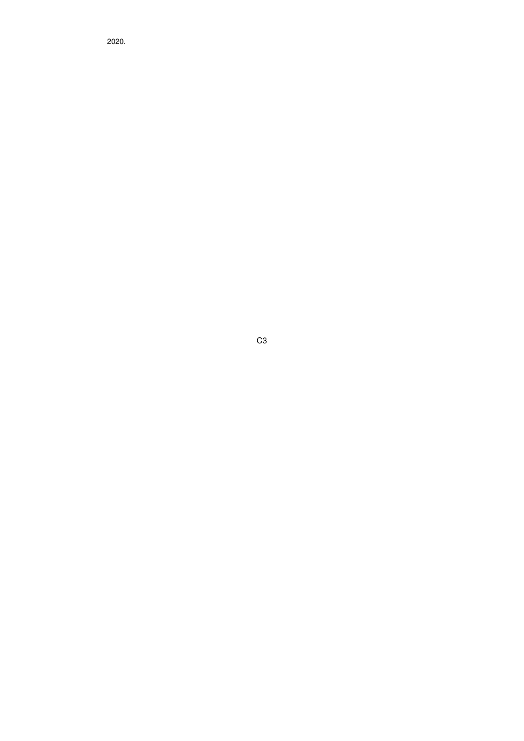2020.

C3